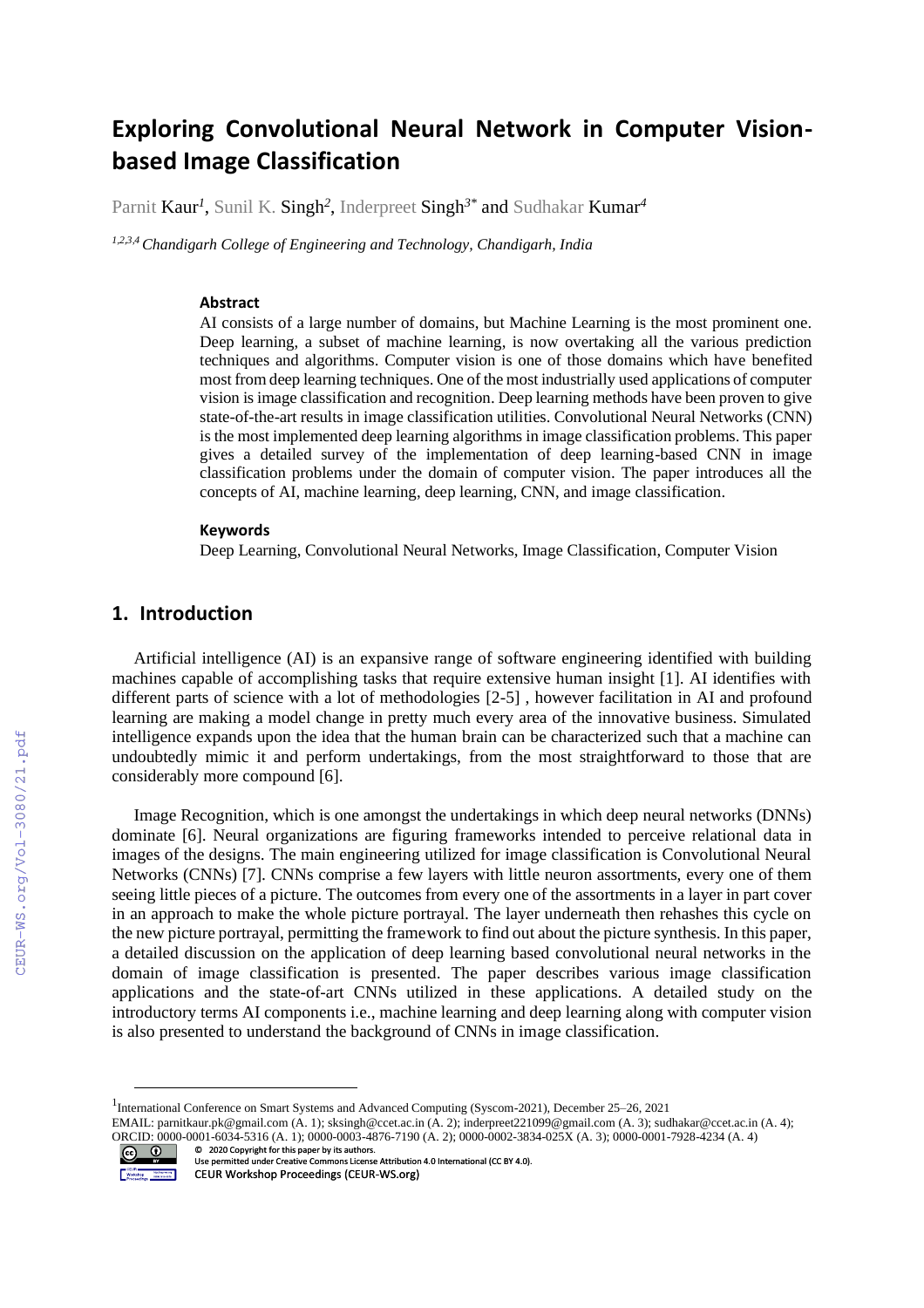# Exploring Convolutional Neural Network in Computer Vision-based Image Classification

Parnit Kaur[1], Sunil K. Singh[2], Inderpreet Singh[3*] and Sudhakar Kumar[4]

[1,2,3,4] *Chandigarh College of Engineering and Technology, Chandigarh, India*

### Abstract

AI consists of a large number of domains, but Machine Learning is the most prominent one. Deep learning, a subset of machine learning, is now overtaking all the various prediction techniques and algorithms. Computer vision is one of those domains which have benefited most from deep learning techniques. One of the most industrially used applications of computer vision is image classification and recognition. Deep learning methods have been proven to give state-of-the-art results in image classification utilities. Convolutional Neural Networks (CNN) is the most implemented deep learning algorithms in image classification problems. This paper gives a detailed survey of the implementation of deep learning-based CNN in image classification problems under the domain of computer vision. The paper introduces all the concepts of AI, machine learning, deep learning, CNN, and image classification.

### Keywords

Deep Learning, Convolutional Neural Networks, Image Classification, Computer Vision

## 1. Introduction

Artificial intelligence (AI) is an expansive range of software engineering identified with building machines capable of accomplishing tasks that require extensive human insight [1]. AI identifies with different parts of science with a lot of methodologies [2-5] , however facilitation in AI and profound learning are making a model change in pretty much every area of the innovative business. Simulated intelligence expands upon the idea that the human brain can be characterized such that a machine can undoubtedly mimic it and perform undertakings, from the most straightforward to those that are considerably more compound [6].

Image Recognition, which is one amongst the undertakings in which deep neural networks (DNNs) dominate [6]. Neural organizations are figuring frameworks intended to perceive relational data in images of the designs. The main engineering utilized for image classification is Convolutional Neural Networks (CNNs) [7]. CNNs comprise a few layers with little neuron assortments, every one of them seeing little pieces of a picture. The outcomes from every one of the assortments in a layer in part cover in an approach to make the whole picture portrayal. The layer underneath then rehashes this cycle on the new picture portrayal, permitting the framework to find out about the picture synthesis. In this paper, a detailed discussion on the application of deep learning based convolutional neural networks in the domain of image classification is presented. The paper describes various image classification applications and the state-of-art CNNs utilized in these applications. A detailed study on the introductory terms AI components i.e., machine learning and deep learning along with computer vision is also presented to understand the background of CNNs in image classification.

---

[1] International Conference on Smart Systems and Advanced Computing (Syscom-2021), December 25–26, 2021
EMAIL: parnitkaur.pk@gmail.com (A. 1); sksingh@ccet.ac.in (A. 2); inderpreet221099@gmail.com (A. 3); sudhakar@ccet.ac.in (A. 4);
ORCID: 0000-0001-6034-5316 (A. 1); 0000-0003-4876-7190 (A. 2); 0000-0002-3834-025X (A. 3); 0000-0001-7928-4234 (A. 4)

© 2020 Copyright for this paper by its authors.
Use permitted under Creative Commons License Attribution 4.0 International (CC BY 4.0).
CEUR Workshop Proceedings (CEUR-WS.org)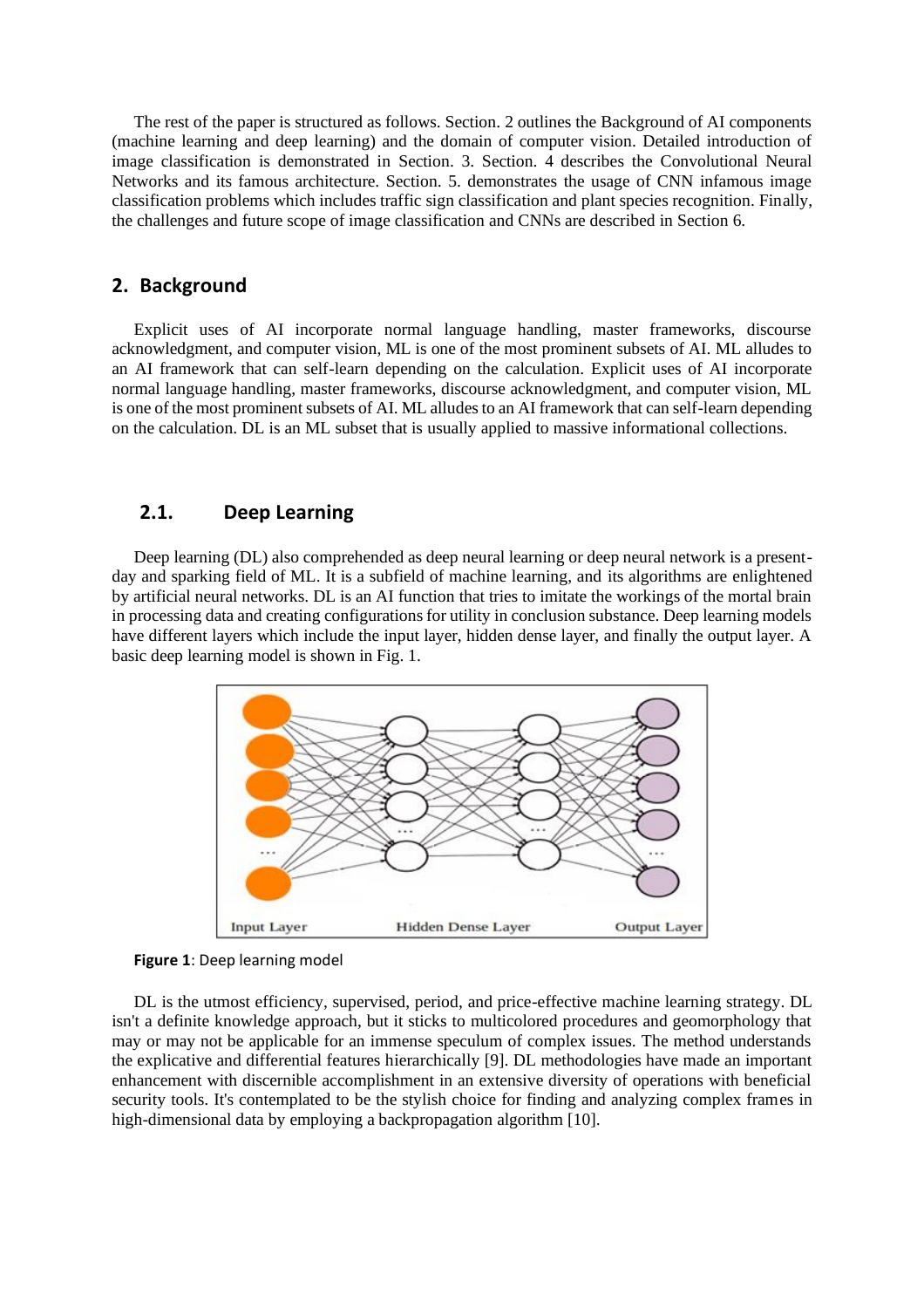The rest of the paper is structured as follows. Section. 2 outlines the Background of AI components (machine learning and deep learning) and the domain of computer vision. Detailed introduction of image classification is demonstrated in Section. 3. Section. 4 describes the Convolutional Neural Networks and its famous architecture. Section. 5. demonstrates the usage of CNN infamous image classification problems which includes traffic sign classification and plant species recognition. Finally, the challenges and future scope of image classification and CNNs are described in Section 6.

## 2. Background

Explicit uses of AI incorporate normal language handling, master frameworks, discourse acknowledgment, and computer vision, ML is one of the most prominent subsets of AI. ML alludes to an AI framework that can self-learn depending on the calculation. Explicit uses of AI incorporate normal language handling, master frameworks, discourse acknowledgment, and computer vision, ML is one of the most prominent subsets of AI. ML alludes to an AI framework that can self-learn depending on the calculation. DL is an ML subset that is usually applied to massive informational collections.

### 2.1. Deep Learning

Deep learning (DL) also comprehended as deep neural learning or deep neural network is a present-day and sparking field of ML. It is a subfield of machine learning, and its algorithms are enlightened by artificial neural networks. DL is an AI function that tries to imitate the workings of the mortal brain in processing data and creating configurations for utility in conclusion substance. Deep learning models have different layers which include the input layer, hidden dense layer, and finally the output layer. A basic deep learning model is shown in Fig. 1.

**Figure 1**: Deep learning model

DL is the utmost efficiency, supervised, period, and price-effective machine learning strategy. DL isn't a definite knowledge approach, but it sticks to multicolored procedures and geomorphology that may or may not be applicable for an immense speculum of complex issues. The method understands the explicative and differential features hierarchically [9]. DL methodologies have made an important enhancement with discernible accomplishment in an extensive diversity of operations with beneficial security tools. It's contemplated to be the stylish choice for finding and analyzing complex frames in high-dimensional data by employing a backpropagation algorithm [10].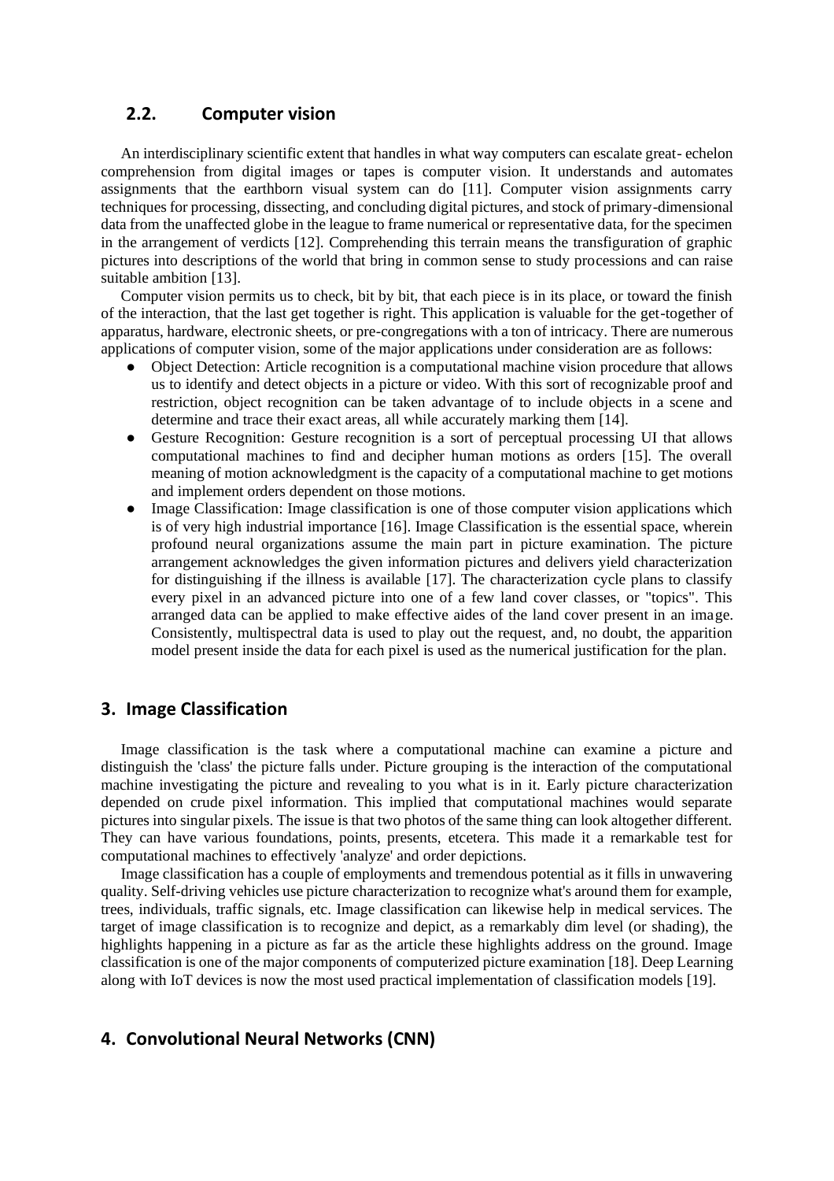## 2.2. Computer vision

An interdisciplinary scientific extent that handles in what way computers can escalate great- echelon comprehension from digital images or tapes is computer vision. It understands and automates assignments that the earthborn visual system can do [11]. Computer vision assignments carry techniques for processing, dissecting, and concluding digital pictures, and stock of primary-dimensional data from the unaffected globe in the league to frame numerical or representative data, for the specimen in the arrangement of verdicts [12]. Comprehending this terrain means the transfiguration of graphic pictures into descriptions of the world that bring in common sense to study processions and can raise suitable ambition [13].

Computer vision permits us to check, bit by bit, that each piece is in its place, or toward the finish of the interaction, that the last get together is right. This application is valuable for the get-together of apparatus, hardware, electronic sheets, or pre-congregations with a ton of intricacy. There are numerous applications of computer vision, some of the major applications under consideration are as follows:

- Object Detection: Article recognition is a computational machine vision procedure that allows us to identify and detect objects in a picture or video. With this sort of recognizable proof and restriction, object recognition can be taken advantage of to include objects in a scene and determine and trace their exact areas, all while accurately marking them [14].
- Gesture Recognition: Gesture recognition is a sort of perceptual processing UI that allows computational machines to find and decipher human motions as orders [15]. The overall meaning of motion acknowledgment is the capacity of a computational machine to get motions and implement orders dependent on those motions.
- Image Classification: Image classification is one of those computer vision applications which is of very high industrial importance [16]. Image Classification is the essential space, wherein profound neural organizations assume the main part in picture examination. The picture arrangement acknowledges the given information pictures and delivers yield characterization for distinguishing if the illness is available [17]. The characterization cycle plans to classify every pixel in an advanced picture into one of a few land cover classes, or "topics". This arranged data can be applied to make effective aides of the land cover present in an image. Consistently, multispectral data is used to play out the request, and, no doubt, the apparition model present inside the data for each pixel is used as the numerical justification for the plan.

# 3. Image Classification

Image classification is the task where a computational machine can examine a picture and distinguish the 'class' the picture falls under. Picture grouping is the interaction of the computational machine investigating the picture and revealing to you what is in it. Early picture characterization depended on crude pixel information. This implied that computational machines would separate pictures into singular pixels. The issue is that two photos of the same thing can look altogether different. They can have various foundations, points, presents, etcetera. This made it a remarkable test for computational machines to effectively 'analyze' and order depictions.

Image classification has a couple of employments and tremendous potential as it fills in unwavering quality. Self-driving vehicles use picture characterization to recognize what's around them for example, trees, individuals, traffic signals, etc. Image classification can likewise help in medical services. The target of image classification is to recognize and depict, as a remarkably dim level (or shading), the highlights happening in a picture as far as the article these highlights address on the ground. Image classification is one of the major components of computerized picture examination [18]. Deep Learning along with IoT devices is now the most used practical implementation of classification models [19].

# 4. Convolutional Neural Networks (CNN)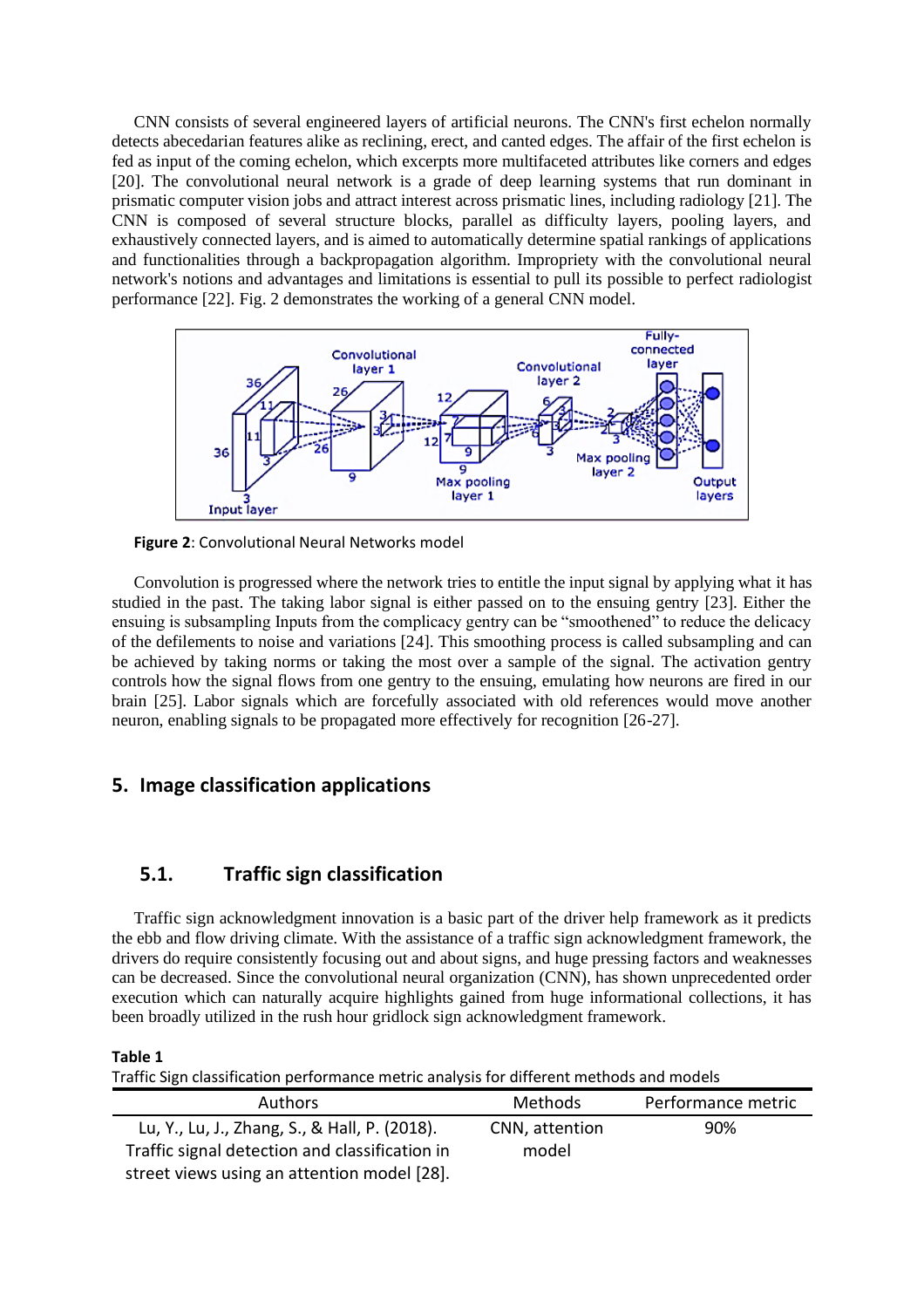CNN consists of several engineered layers of artificial neurons. The CNN's first echelon normally detects abecedarian features alike as reclining, erect, and canted edges. The affair of the first echelon is fed as input of the coming echelon, which excerpts more multifaceted attributes like corners and edges [20]. The convolutional neural network is a grade of deep learning systems that run dominant in prismatic computer vision jobs and attract interest across prismatic lines, including radiology [21]. The CNN is composed of several structure blocks, parallel as difficulty layers, pooling layers, and exhaustively connected layers, and is aimed to automatically determine spatial rankings of applications and functionalities through a backpropagation algorithm. Impropriety with the convolutional neural network's notions and advantages and limitations is essential to pull its possible to perfect radiologist performance [22]. Fig. 2 demonstrates the working of a general CNN model.

**Figure 2**: Convolutional Neural Networks model

Convolution is progressed where the network tries to entitle the input signal by applying what it has studied in the past. The taking labor signal is either passed on to the ensuing gentry [23]. Either the ensuing is subsampling Inputs from the complicacy gentry can be "smoothened" to reduce the delicacy of the defilements to noise and variations [24]. This smoothing process is called subsampling and can be achieved by taking norms or taking the most over a sample of the signal. The activation gentry controls how the signal flows from one gentry to the ensuing, emulating how neurons are fired in our brain [25]. Labor signals which are forcefully associated with old references would move another neuron, enabling signals to be propagated more effectively for recognition [26-27].

## 5. Image classification applications

### 5.1. Traffic sign classification

Traffic sign acknowledgment innovation is a basic part of the driver help framework as it predicts the ebb and flow driving climate. With the assistance of a traffic sign acknowledgment framework, the drivers do require consistently focusing out and about signs, and huge pressing factors and weaknesses can be decreased. Since the convolutional neural organization (CNN), has shown unprecedented order execution which can naturally acquire highlights gained from huge informational collections, it has been broadly utilized in the rush hour gridlock sign acknowledgment framework.

**Table 1**
Traffic Sign classification performance metric analysis for different methods and models

| Authors | Methods | Performance metric |
|---|---|---|
| Lu, Y., Lu, J., Zhang, S., & Hall, P. (2018). Traffic signal detection and classification in street views using an attention model [28]. | CNN, attention model | 90% |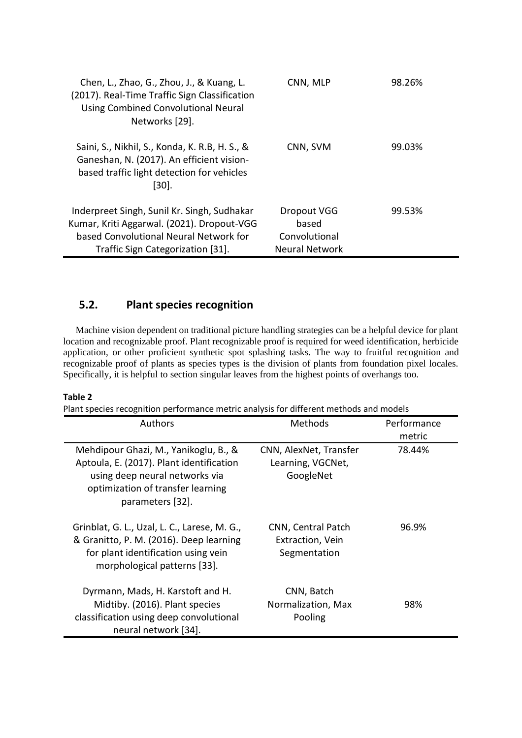| Authors | Methods | Performance metric |
|---|---|---|
| Chen, L., Zhao, G., Zhou, J., & Kuang, L. (2017). Real-Time Traffic Sign Classification Using Combined Convolutional Neural Networks [29]. | CNN, MLP | 98.26% |
| Saini, S., Nikhil, S., Konda, K. R.B, H. S., & Ganeshan, N. (2017). An efficient vision-based traffic light detection for vehicles [30]. | CNN, SVM | 99.03% |
| Inderpreet Singh, Sunil Kr. Singh, Sudhakar Kumar, Kriti Aggarwal. (2021). Dropout-VGG based Convolutional Neural Network for Traffic Sign Categorization [31]. | Dropout VGG based Convolutional Neural Network | 99.53% |

## 5.2. Plant species recognition

Machine vision dependent on traditional picture handling strategies can be a helpful device for plant location and recognizable proof. Plant recognizable proof is required for weed identification, herbicide application, or other proficient synthetic spot splashing tasks. The way to fruitful recognition and recognizable proof of plants as species types is the division of plants from foundation pixel locales. Specifically, it is helpful to section singular leaves from the highest points of overhangs too.

**Table 2**

Plant species recognition performance metric analysis for different methods and models

| Authors | Methods | Performance metric |
|---|---|---|
| Mehdipour Ghazi, M., Yanikoglu, B., & Aptoula, E. (2017). Plant identification using deep neural networks via optimization of transfer learning parameters [32]. | CNN, AlexNet, Transfer Learning, VGCNet, GoogleNet | 78.44% |
| Grinblat, G. L., Uzal, L. C., Larese, M. G., & Granitto, P. M. (2016). Deep learning for plant identification using vein morphological patterns [33]. | CNN, Central Patch Extraction, Vein Segmentation | 96.9% |
| Dyrmann, Mads, H. Karstoft and H. Midtiby. (2016). Plant species classification using deep convolutional neural network [34]. | CNN, Batch Normalization, Max Pooling | 98% |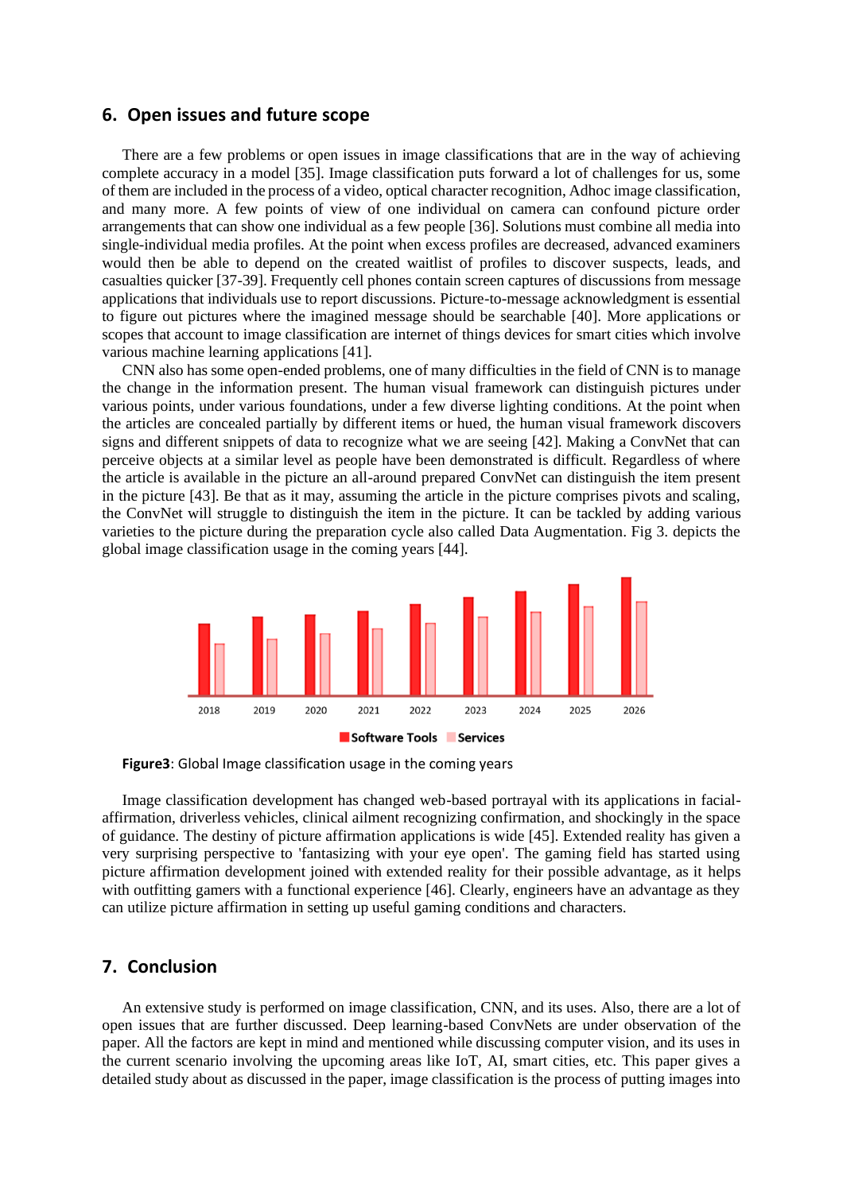## 6. Open issues and future scope

There are a few problems or open issues in image classifications that are in the way of achieving complete accuracy in a model [35]. Image classification puts forward a lot of challenges for us, some of them are included in the process of a video, optical character recognition, Adhoc image classification, and many more. A few points of view of one individual on camera can confound picture order arrangements that can show one individual as a few people [36]. Solutions must combine all media into single-individual media profiles. At the point when excess profiles are decreased, advanced examiners would then be able to depend on the created waitlist of profiles to discover suspects, leads, and casualties quicker [37-39]. Frequently cell phones contain screen captures of discussions from message applications that individuals use to report discussions. Picture-to-message acknowledgment is essential to figure out pictures where the imagined message should be searchable [40]. More applications or scopes that account to image classification are internet of things devices for smart cities which involve various machine learning applications [41].

CNN also has some open-ended problems, one of many difficulties in the field of CNN is to manage the change in the information present. The human visual framework can distinguish pictures under various points, under various foundations, under a few diverse lighting conditions. At the point when the articles are concealed partially by different items or hued, the human visual framework discovers signs and different snippets of data to recognize what we are seeing [42]. Making a ConvNet that can perceive objects at a similar level as people have been demonstrated is difficult. Regardless of where the article is available in the picture an all-around prepared ConvNet can distinguish the item present in the picture [43]. Be that as it may, assuming the article in the picture comprises pivots and scaling, the ConvNet will struggle to distinguish the item in the picture. It can be tackled by adding various varieties to the picture during the preparation cycle also called Data Augmentation. Fig 3. depicts the global image classification usage in the coming years [44].

2018 2019 2020 2021 2022 2023 2024 2025 2026

Software Tools Services

**Figure3**: Global Image classification usage in the coming years

Image classification development has changed web-based portrayal with its applications in facial-affirmation, driverless vehicles, clinical ailment recognizing confirmation, and shockingly in the space of guidance. The destiny of picture affirmation applications is wide [45]. Extended reality has given a very surprising perspective to 'fantasizing with your eye open'. The gaming field has started using picture affirmation development joined with extended reality for their possible advantage, as it helps with outfitting gamers with a functional experience [46]. Clearly, engineers have an advantage as they can utilize picture affirmation in setting up useful gaming conditions and characters.

## 7. Conclusion

An extensive study is performed on image classification, CNN, and its uses. Also, there are a lot of open issues that are further discussed. Deep learning-based ConvNets are under observation of the paper. All the factors are kept in mind and mentioned while discussing computer vision, and its uses in the current scenario involving the upcoming areas like IoT, AI, smart cities, etc. This paper gives a detailed study about as discussed in the paper, image classification is the process of putting images into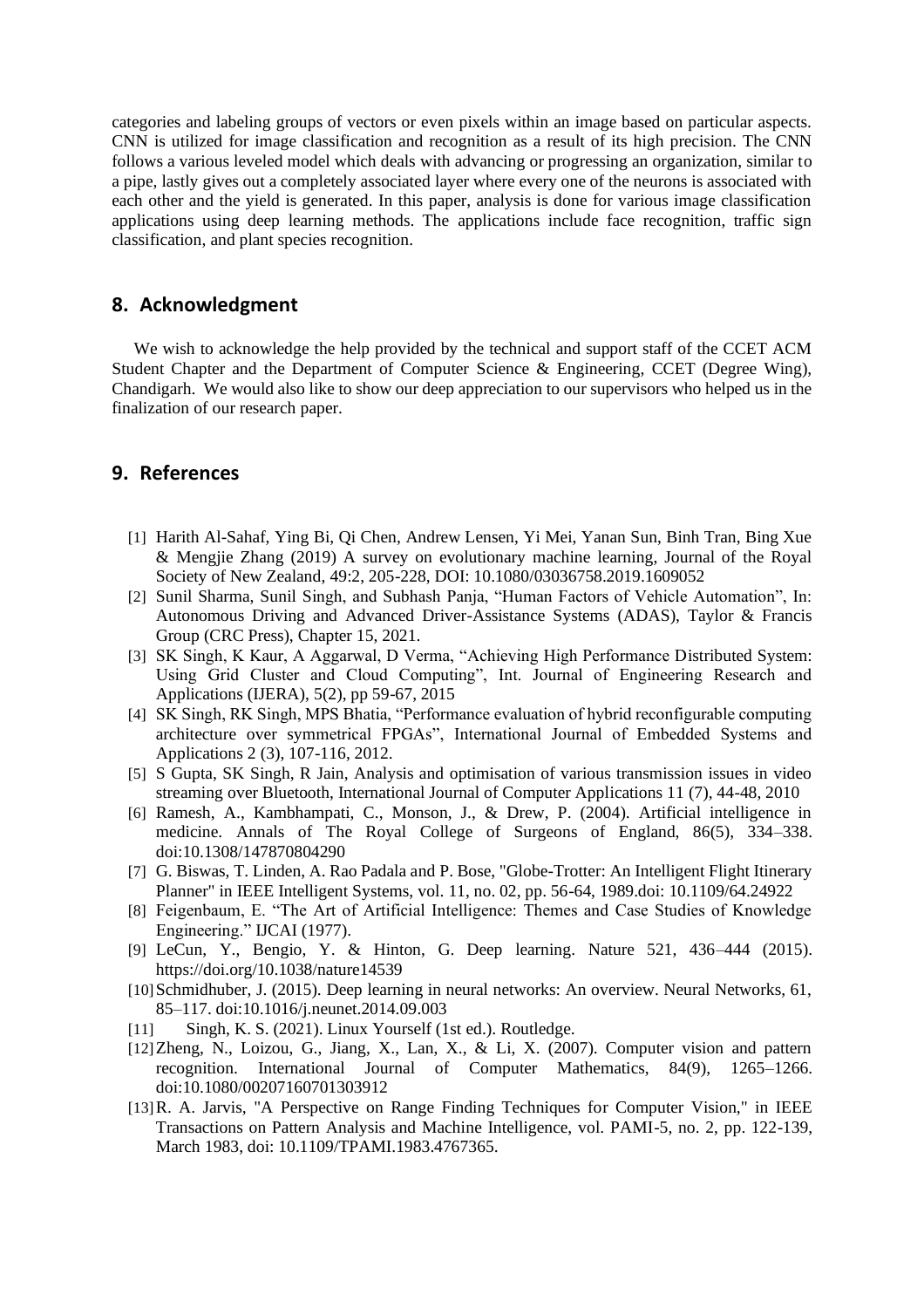categories and labeling groups of vectors or even pixels within an image based on particular aspects. CNN is utilized for image classification and recognition as a result of its high precision. The CNN follows a various leveled model which deals with advancing or progressing an organization, similar to a pipe, lastly gives out a completely associated layer where every one of the neurons is associated with each other and the yield is generated. In this paper, analysis is done for various image classification applications using deep learning methods. The applications include face recognition, traffic sign classification, and plant species recognition.

## 8. Acknowledgment

We wish to acknowledge the help provided by the technical and support staff of the CCET ACM Student Chapter and the Department of Computer Science & Engineering, CCET (Degree Wing), Chandigarh. We would also like to show our deep appreciation to our supervisors who helped us in the finalization of our research paper.

## 9. References

[1] Harith Al-Sahaf, Ying Bi, Qi Chen, Andrew Lensen, Yi Mei, Yanan Sun, Binh Tran, Bing Xue & Mengjie Zhang (2019) A survey on evolutionary machine learning, Journal of the Royal Society of New Zealand, 49:2, 205-228, DOI: 10.1080/03036758.2019.1609052

[2] Sunil Sharma, Sunil Singh, and Subhash Panja, "Human Factors of Vehicle Automation", In: Autonomous Driving and Advanced Driver-Assistance Systems (ADAS), Taylor & Francis Group (CRC Press), Chapter 15, 2021.

[3] SK Singh, K Kaur, A Aggarwal, D Verma, "Achieving High Performance Distributed System: Using Grid Cluster and Cloud Computing", Int. Journal of Engineering Research and Applications (IJERA), 5(2), pp 59-67, 2015

[4] SK Singh, RK Singh, MPS Bhatia, "Performance evaluation of hybrid reconfigurable computing architecture over symmetrical FPGAs", International Journal of Embedded Systems and Applications 2 (3), 107-116, 2012.

[5] S Gupta, SK Singh, R Jain, Analysis and optimisation of various transmission issues in video streaming over Bluetooth, International Journal of Computer Applications 11 (7), 44-48, 2010

[6] Ramesh, A., Kambhampati, C., Monson, J., & Drew, P. (2004). Artificial intelligence in medicine. Annals of The Royal College of Surgeons of England, 86(5), 334–338. doi:10.1308/147870804290

[7] G. Biswas, T. Linden, A. Rao Padala and P. Bose, "Globe-Trotter: An Intelligent Flight Itinerary Planner" in IEEE Intelligent Systems, vol. 11, no. 02, pp. 56-64, 1989.doi: 10.1109/64.24922

[8] Feigenbaum, E. "The Art of Artificial Intelligence: Themes and Case Studies of Knowledge Engineering." IJCAI (1977).

[9] LeCun, Y., Bengio, Y. & Hinton, G. Deep learning. Nature 521, 436–444 (2015). https://doi.org/10.1038/nature14539

[10] Schmidhuber, J. (2015). Deep learning in neural networks: An overview. Neural Networks, 61, 85–117. doi:10.1016/j.neunet.2014.09.003

[11] Singh, K. S. (2021). Linux Yourself (1st ed.). Routledge.

[12] Zheng, N., Loizou, G., Jiang, X., Lan, X., & Li, X. (2007). Computer vision and pattern recognition. International Journal of Computer Mathematics, 84(9), 1265–1266. doi:10.1080/00207160701303912

[13] R. A. Jarvis, "A Perspective on Range Finding Techniques for Computer Vision," in IEEE Transactions on Pattern Analysis and Machine Intelligence, vol. PAMI-5, no. 2, pp. 122-139, March 1983, doi: 10.1109/TPAMI.1983.4767365.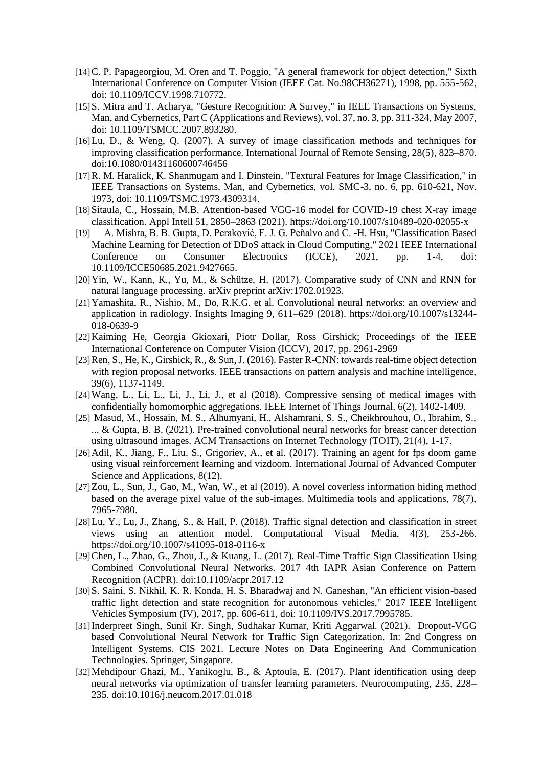[14] C. P. Papageorgiou, M. Oren and T. Poggio, "A general framework for object detection," Sixth International Conference on Computer Vision (IEEE Cat. No.98CH36271), 1998, pp. 555-562, doi: 10.1109/ICCV.1998.710772.

[15] S. Mitra and T. Acharya, "Gesture Recognition: A Survey," in IEEE Transactions on Systems, Man, and Cybernetics, Part C (Applications and Reviews), vol. 37, no. 3, pp. 311-324, May 2007, doi: 10.1109/TSMCC.2007.893280.

[16] Lu, D., & Weng, Q. (2007). A survey of image classification methods and techniques for improving classification performance. International Journal of Remote Sensing, 28(5), 823–870. doi:10.1080/01431160600746456

[17] R. M. Haralick, K. Shanmugam and I. Dinstein, "Textural Features for Image Classification," in IEEE Transactions on Systems, Man, and Cybernetics, vol. SMC-3, no. 6, pp. 610-621, Nov. 1973, doi: 10.1109/TSMC.1973.4309314.

[18] Sitaula, C., Hossain, M.B. Attention-based VGG-16 model for COVID-19 chest X-ray image classification. Appl Intell 51, 2850–2863 (2021). https://doi.org/10.1007/s10489-020-02055-x

[19] A. Mishra, B. B. Gupta, D. Peraković, F. J. G. Peñalvo and C. -H. Hsu, "Classification Based Machine Learning for Detection of DDoS attack in Cloud Computing," 2021 IEEE International Conference on Consumer Electronics (ICCE), 2021, pp. 1-4, doi: 10.1109/ICCE50685.2021.9427665.

[20] Yin, W., Kann, K., Yu, M., & Schütze, H. (2017). Comparative study of CNN and RNN for natural language processing. arXiv preprint arXiv:1702.01923.

[21] Yamashita, R., Nishio, M., Do, R.K.G. et al. Convolutional neural networks: an overview and application in radiology. Insights Imaging 9, 611–629 (2018). https://doi.org/10.1007/s13244-018-0639-9

[22] Kaiming He, Georgia Gkioxari, Piotr Dollar, Ross Girshick; Proceedings of the IEEE International Conference on Computer Vision (ICCV), 2017, pp. 2961-2969

[23] Ren, S., He, K., Girshick, R., & Sun, J. (2016). Faster R-CNN: towards real-time object detection with region proposal networks. IEEE transactions on pattern analysis and machine intelligence, 39(6), 1137-1149.

[24] Wang, L., Li, L., Li, J., Li, J., et al (2018). Compressive sensing of medical images with confidentially homomorphic aggregations. IEEE Internet of Things Journal, 6(2), 1402-1409.

[25] Masud, M., Hossain, M. S., Alhumyani, H., Alshamrani, S. S., Cheikhrouhou, O., Ibrahim, S., ... & Gupta, B. B. (2021). Pre-trained convolutional neural networks for breast cancer detection using ultrasound images. ACM Transactions on Internet Technology (TOIT), 21(4), 1-17.

[26] Adil, K., Jiang, F., Liu, S., Grigoriev, A., et al. (2017). Training an agent for fps doom game using visual reinforcement learning and vizdoom. International Journal of Advanced Computer Science and Applications, 8(12).

[27] Zou, L., Sun, J., Gao, M., Wan, W., et al (2019). A novel coverless information hiding method based on the average pixel value of the sub-images. Multimedia tools and applications, 78(7), 7965-7980.

[28] Lu, Y., Lu, J., Zhang, S., & Hall, P. (2018). Traffic signal detection and classification in street views using an attention model. Computational Visual Media, 4(3), 253-266. https://doi.org/10.1007/s41095-018-0116-x

[29] Chen, L., Zhao, G., Zhou, J., & Kuang, L. (2017). Real-Time Traffic Sign Classification Using Combined Convolutional Neural Networks. 2017 4th IAPR Asian Conference on Pattern Recognition (ACPR). doi:10.1109/acpr.2017.12

[30] S. Saini, S. Nikhil, K. R. Konda, H. S. Bharadwaj and N. Ganeshan, "An efficient vision-based traffic light detection and state recognition for autonomous vehicles," 2017 IEEE Intelligent Vehicles Symposium (IV), 2017, pp. 606-611, doi: 10.1109/IVS.2017.7995785.

[31] Inderpreet Singh, Sunil Kr. Singh, Sudhakar Kumar, Kriti Aggarwal. (2021). Dropout-VGG based Convolutional Neural Network for Traffic Sign Categorization. In: 2nd Congress on Intelligent Systems. CIS 2021. Lecture Notes on Data Engineering And Communication Technologies. Springer, Singapore.

[32] Mehdipour Ghazi, M., Yanikoglu, B., & Aptoula, E. (2017). Plant identification using deep neural networks via optimization of transfer learning parameters. Neurocomputing, 235, 228–235. doi:10.1016/j.neucom.2017.01.018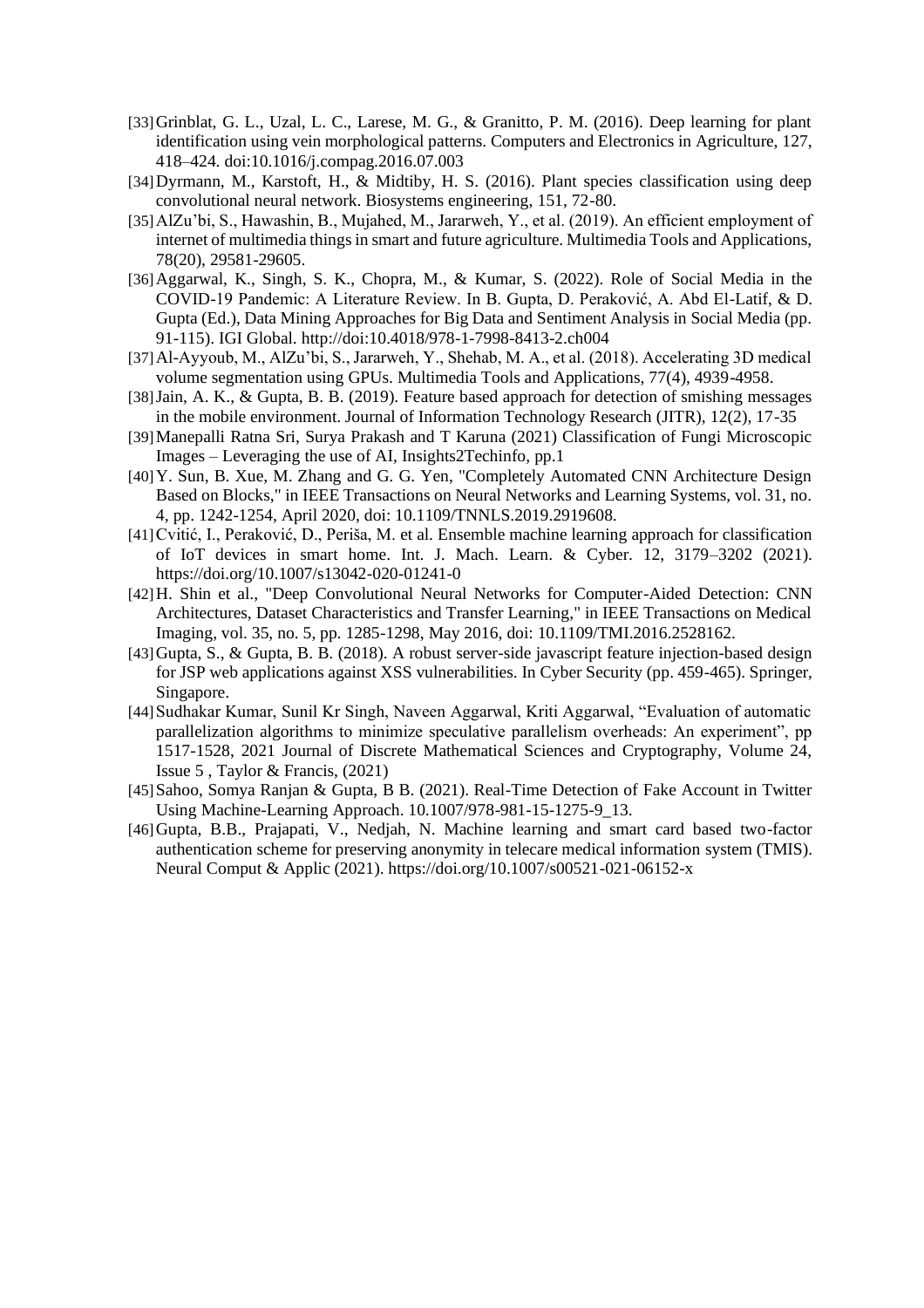[33] Grinblat, G. L., Uzal, L. C., Larese, M. G., & Granitto, P. M. (2016). Deep learning for plant identification using vein morphological patterns. Computers and Electronics in Agriculture, 127, 418–424. doi:10.1016/j.compag.2016.07.003

[34] Dyrmann, M., Karstoft, H., & Midtiby, H. S. (2016). Plant species classification using deep convolutional neural network. Biosystems engineering, 151, 72-80.

[35] AlZu'bi, S., Hawashin, B., Mujahed, M., Jararweh, Y., et al. (2019). An efficient employment of internet of multimedia things in smart and future agriculture. Multimedia Tools and Applications, 78(20), 29581-29605.

[36] Aggarwal, K., Singh, S. K., Chopra, M., & Kumar, S. (2022). Role of Social Media in the COVID-19 Pandemic: A Literature Review. In B. Gupta, D. Peraković, A. Abd El-Latif, & D. Gupta (Ed.), Data Mining Approaches for Big Data and Sentiment Analysis in Social Media (pp. 91-115). IGI Global. http://doi:10.4018/978-1-7998-8413-2.ch004

[37] Al-Ayyoub, M., AlZu'bi, S., Jararweh, Y., Shehab, M. A., et al. (2018). Accelerating 3D medical volume segmentation using GPUs. Multimedia Tools and Applications, 77(4), 4939-4958.

[38] Jain, A. K., & Gupta, B. B. (2019). Feature based approach for detection of smishing messages in the mobile environment. Journal of Information Technology Research (JITR), 12(2), 17-35

[39] Manepalli Ratna Sri, Surya Prakash and T Karuna (2021) Classification of Fungi Microscopic Images – Leveraging the use of AI, Insights2Techinfo, pp.1

[40] Y. Sun, B. Xue, M. Zhang and G. G. Yen, "Completely Automated CNN Architecture Design Based on Blocks," in IEEE Transactions on Neural Networks and Learning Systems, vol. 31, no. 4, pp. 1242-1254, April 2020, doi: 10.1109/TNNLS.2019.2919608.

[41] Cvitić, I., Peraković, D., Periša, M. et al. Ensemble machine learning approach for classification of IoT devices in smart home. Int. J. Mach. Learn. & Cyber. 12, 3179–3202 (2021). https://doi.org/10.1007/s13042-020-01241-0

[42] H. Shin et al., "Deep Convolutional Neural Networks for Computer-Aided Detection: CNN Architectures, Dataset Characteristics and Transfer Learning," in IEEE Transactions on Medical Imaging, vol. 35, no. 5, pp. 1285-1298, May 2016, doi: 10.1109/TMI.2016.2528162.

[43] Gupta, S., & Gupta, B. B. (2018). A robust server-side javascript feature injection-based design for JSP web applications against XSS vulnerabilities. In Cyber Security (pp. 459-465). Springer, Singapore.

[44] Sudhakar Kumar, Sunil Kr Singh, Naveen Aggarwal, Kriti Aggarwal, "Evaluation of automatic parallelization algorithms to minimize speculative parallelism overheads: An experiment", pp 1517-1528, 2021 Journal of Discrete Mathematical Sciences and Cryptography, Volume 24, Issue 5 , Taylor & Francis, (2021)

[45] Sahoo, Somya Ranjan & Gupta, B B. (2021). Real-Time Detection of Fake Account in Twitter Using Machine-Learning Approach. 10.1007/978-981-15-1275-9_13.

[46] Gupta, B.B., Prajapati, V., Nedjah, N. Machine learning and smart card based two-factor authentication scheme for preserving anonymity in telecare medical information system (TMIS). Neural Comput & Applic (2021). https://doi.org/10.1007/s00521-021-06152-x